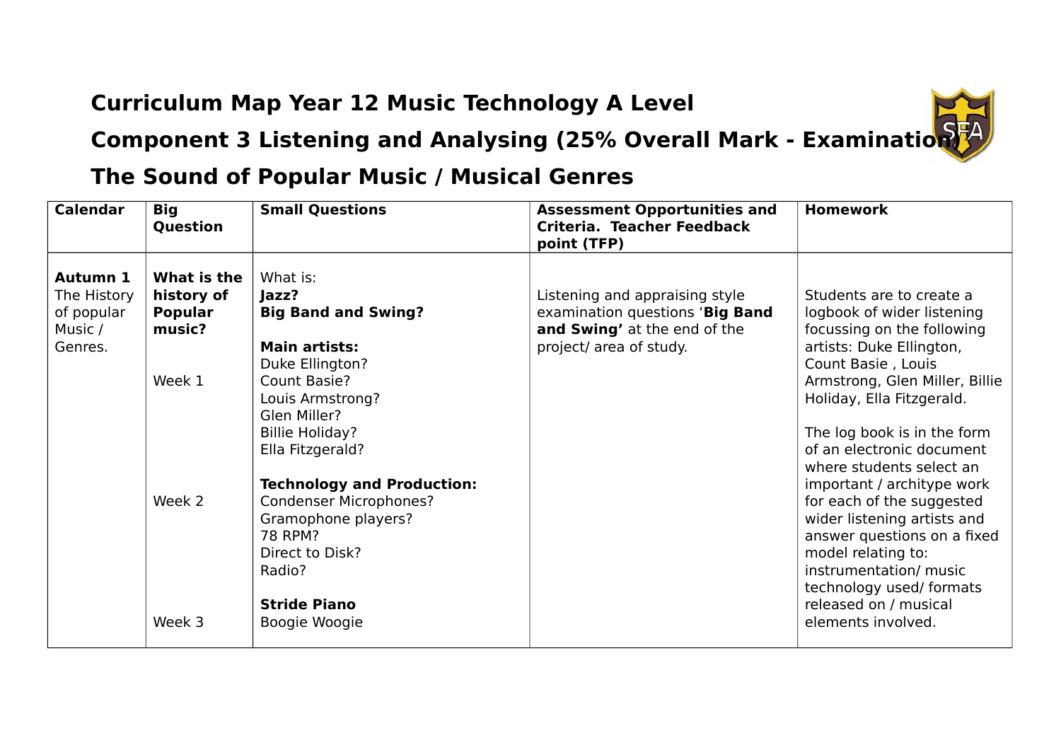# Curriculum Map Year 12 Music Technology A Level

## Component 3 Listening and Analysing (25% Overall Mark - Examination)

## The Sound of Popular Music / Musical Genres

| Calendar | Big Question | Small Questions | Assessment Opportunities and Criteria. Teacher Feedback point (TFP) | Homework |
|---|---|---|---|---|
| **Autumn 1** The History of popular Music / Genres. | **What is the history of Popular music?**<br><br>Week 1<br><br>Week 2<br><br>Week 3 | What is:<br>**Jazz?**<br>**Big Band and Swing?**<br><br>**Main artists:**<br>Duke Ellington?<br>Count Basie?<br>Louis Armstrong?<br>Glen Miller?<br>Billie Holiday?<br>Ella Fitzgerald?<br><br>**Technology and Production:**<br>Condenser Microphones?<br>Gramophone players?<br>78 RPM?<br>Direct to Disk?<br>Radio?<br><br>**Stride Piano**<br>Boogie Woogie | Listening and appraising style examination questions '**Big Band and Swing'** at the end of the project/ area of study. | Students are to create a logbook of wider listening focussing on the following artists: Duke Ellington, Count Basie , Louis Armstrong, Glen Miller, Billie Holiday, Ella Fitzgerald.<br><br>The log book is in the form of an electronic document where students select an important / architype work for each of the suggested wider listening artists and answer questions on a fixed model relating to: instrumentation/ music technology used/ formats released on / musical elements involved. |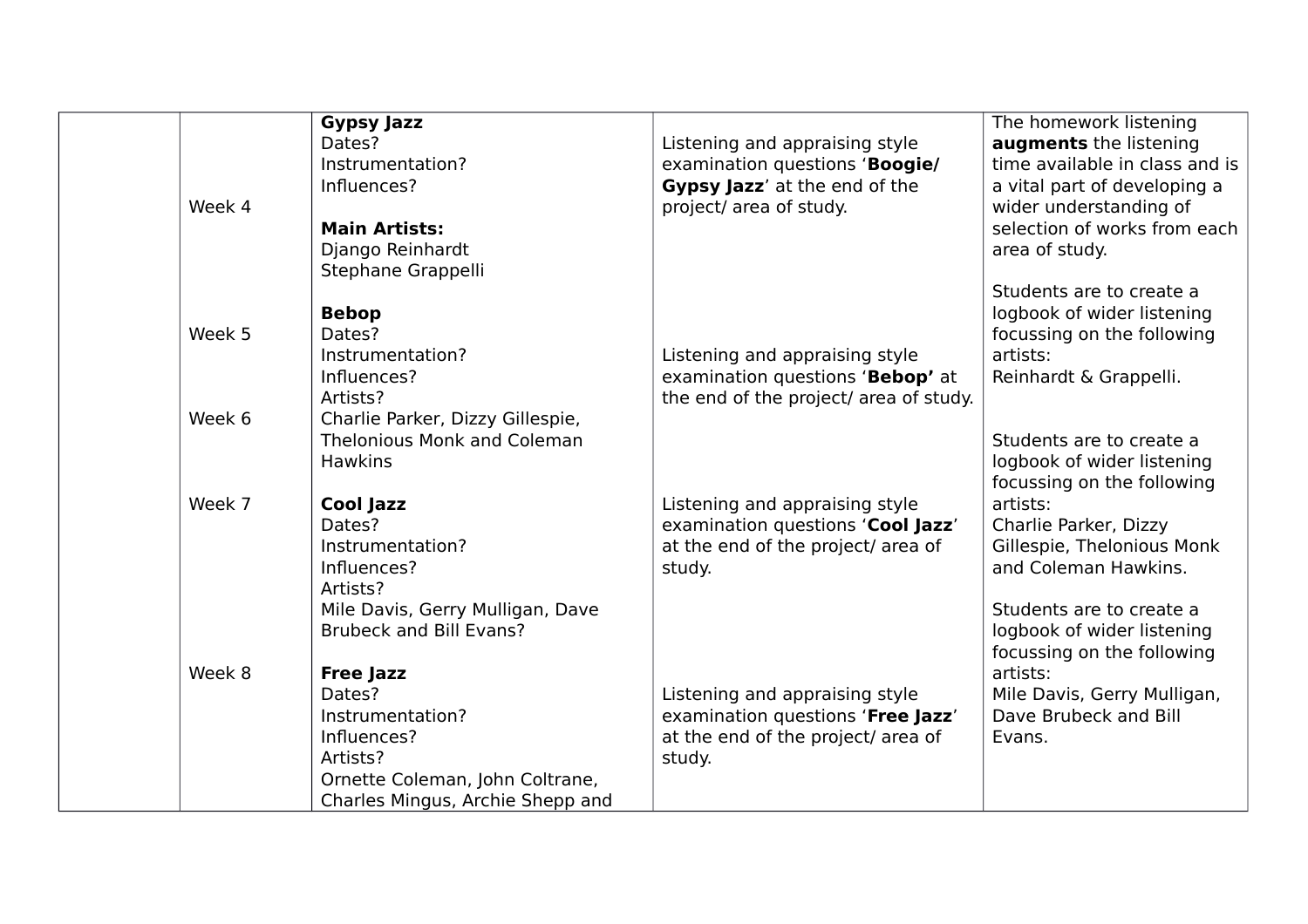|  |  |  |  |  |
|---|---|---|---|---|
|  | Week 4 | **Gypsy Jazz**<br>Dates?<br>Instrumentation?<br>Influences?<br><br>**Main Artists:**<br>Django Reinhardt<br>Stephane Grappelli | Listening and appraising style examination questions '**Boogie/ Gypsy Jazz**' at the end of the project/ area of study. | The homework listening **augments** the listening time available in class and is a vital part of developing a wider understanding of selection of works from each area of study.<br><br>Students are to create a logbook of wider listening focussing on the following artists:<br>Reinhardt & Grappelli. |
|  | Week 5<br><br>Week 6 | **Bebop**<br>Dates?<br>Instrumentation?<br>Influences?<br>Artists?<br>Charlie Parker, Dizzy Gillespie, Thelonious Monk and Coleman Hawkins | Listening and appraising style examination questions '**Bebop'** at the end of the project/ area of study. | Students are to create a logbook of wider listening focussing on the following artists:<br>Charlie Parker, Dizzy Gillespie, Thelonious Monk and Coleman Hawkins. |
|  | Week 7 | **Cool Jazz**<br>Dates?<br>Instrumentation?<br>Influences?<br>Artists?<br>Mile Davis, Gerry Mulligan, Dave Brubeck and Bill Evans? | Listening and appraising style examination questions '**Cool Jazz**' at the end of the project/ area of study. | Students are to create a logbook of wider listening focussing on the following artists:<br>Mile Davis, Gerry Mulligan, Dave Brubeck and Bill Evans. |
|  | Week 8 | **Free Jazz**<br>Dates?<br>Instrumentation?<br>Influences?<br>Artists?<br>Ornette Coleman, John Coltrane, Charles Mingus, Archie Shepp and | Listening and appraising style examination questions '**Free Jazz**' at the end of the project/ area of study. |  |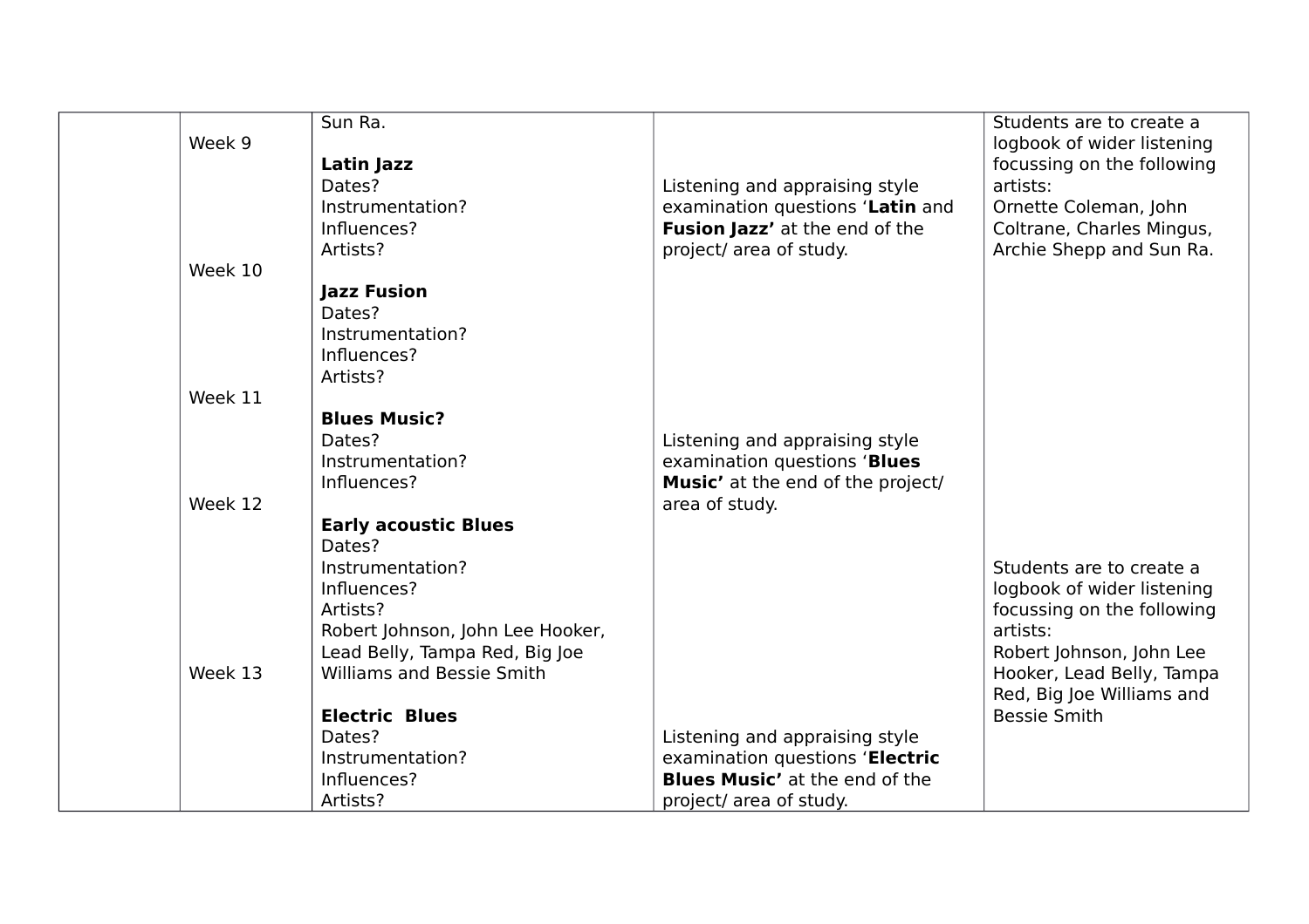| | | | | |
|---|---|---|---|---|
| | Week 9<br><br><br><br><br><br>Week 10<br><br><br><br><br><br>Week 11<br><br><br><br><br>Week 12<br><br><br><br><br><br><br><br>Week 13 | Sun Ra.<br><br>**Latin Jazz**<br>Dates?<br>Instrumentation?<br>Influences?<br>Artists?<br><br>**Jazz Fusion**<br>Dates?<br>Instrumentation?<br>Influences?<br>Artists?<br><br>**Blues Music?**<br>Dates?<br>Instrumentation?<br>Influences?<br><br>**Early acoustic Blues**<br>Dates?<br>Instrumentation?<br>Influences?<br>Artists?<br>Robert Johnson, John Lee Hooker, Lead Belly, Tampa Red, Big Joe Williams and Bessie Smith<br><br>**Electric Blues**<br>Dates?<br>Instrumentation?<br>Influences?<br>Artists? | Listening and appraising style examination questions '**Latin** and **Fusion Jazz'** at the end of the project/ area of study.<br><br><br><br><br><br><br><br><br>Listening and appraising style examination questions '**Blues Music'** at the end of the project/ area of study.<br><br><br><br><br><br><br><br><br><br><br>Listening and appraising style examination questions '**Electric Blues Music'** at the end of the project/ area of study. | Students are to create a logbook of wider listening focussing on the following artists:<br>Ornette Coleman, John Coltrane, Charles Mingus, Archie Shepp and Sun Ra.<br><br><br><br><br><br><br><br><br><br><br><br><br><br>Students are to create a logbook of wider listening focussing on the following artists:<br>Robert Johnson, John Lee Hooker, Lead Belly, Tampa Red, Big Joe Williams and Bessie Smith |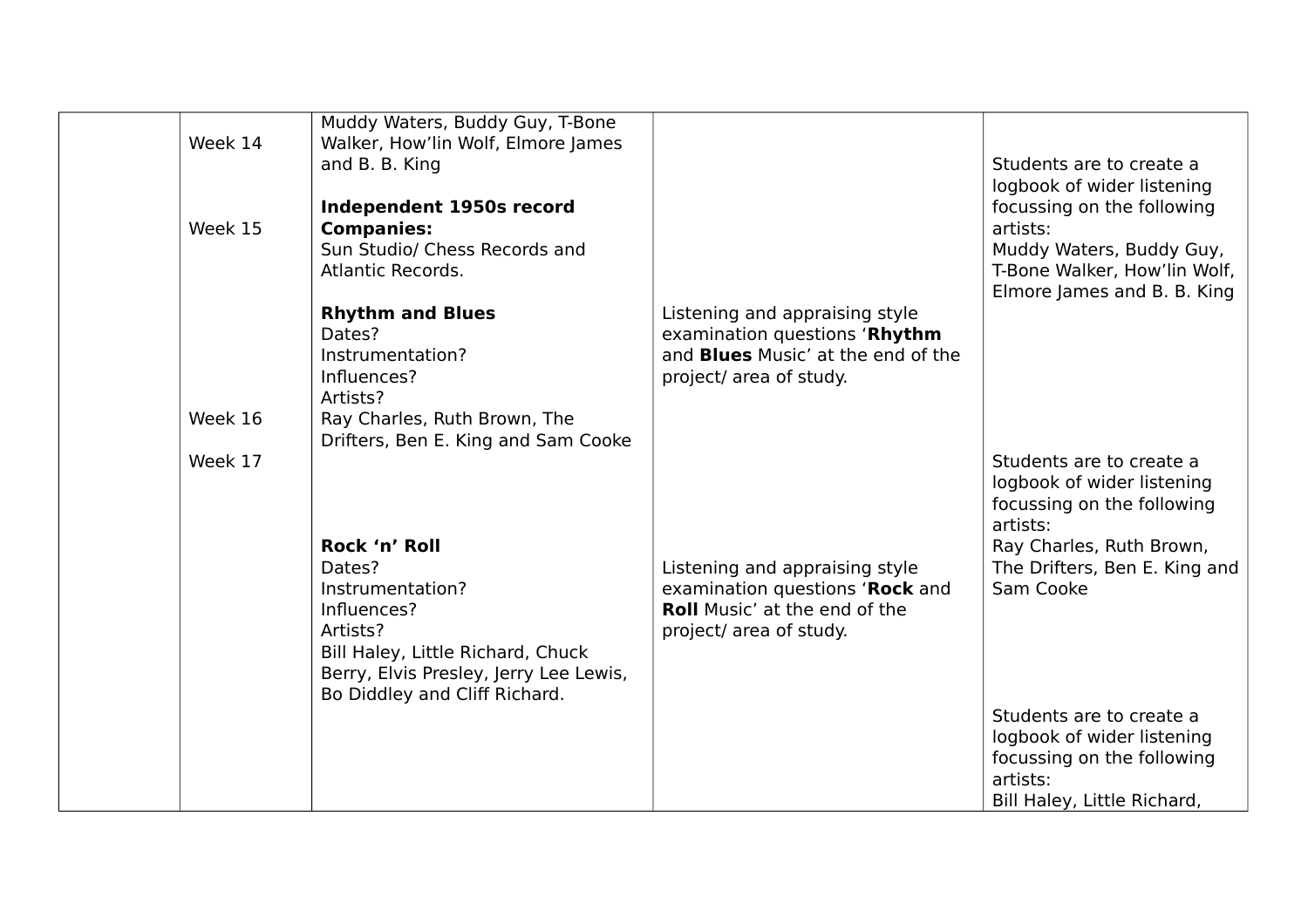| | | | | |
|---|---|---|---|---|
| | Week 14<br><br><br><br>Week 15<br><br><br><br><br><br><br><br><br><br>Week 16<br><br>Week 17 | Muddy Waters, Buddy Guy, T-Bone Walker, How'lin Wolf, Elmore James and B. B. King<br><br>**Independent 1950s record Companies:**<br>Sun Studio/ Chess Records and Atlantic Records.<br><br>**Rhythm and Blues**<br>Dates?<br>Instrumentation?<br>Influences?<br>Artists?<br>Ray Charles, Ruth Brown, The Drifters, Ben E. King and Sam Cooke<br><br><br><br><br>**Rock 'n' Roll**<br>Dates?<br>Instrumentation?<br>Influences?<br>Artists?<br>Bill Haley, Little Richard, Chuck Berry, Elvis Presley, Jerry Lee Lewis, Bo Diddley and Cliff Richard. | Listening and appraising style examination questions '**Rhythm** and **Blues** Music' at the end of the project/ area of study.<br><br><br><br><br><br><br><br><br>Listening and appraising style examination questions '**Rock** and **Roll** Music' at the end of the project/ area of study. | Students are to create a logbook of wider listening focussing on the following artists:<br>Muddy Waters, Buddy Guy, T-Bone Walker, How'lin Wolf, Elmore James and B. B. King<br><br><br><br><br><br><br>Students are to create a logbook of wider listening focussing on the following artists:<br>Ray Charles, Ruth Brown, The Drifters, Ben E. King and Sam Cooke<br><br><br><br><br><br>Students are to create a logbook of wider listening focussing on the following artists:<br>Bill Haley, Little Richard, |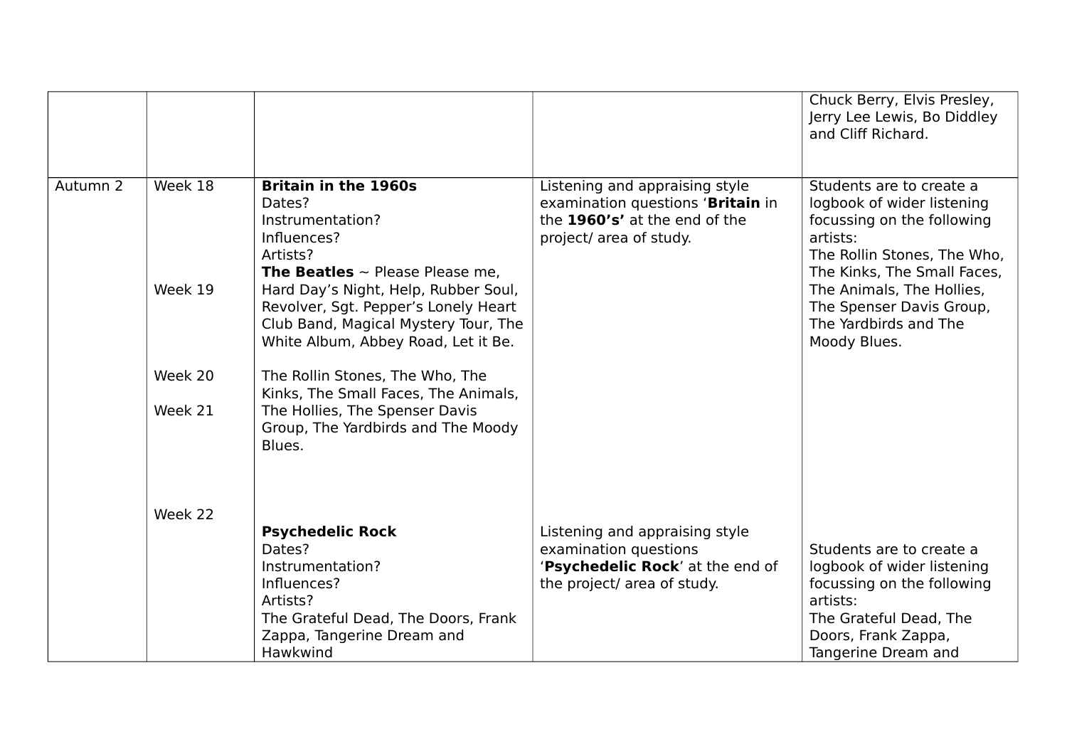| | | | | |
|---|---|---|---|---|
| | | | | Chuck Berry, Elvis Presley, Jerry Lee Lewis, Bo Diddley and Cliff Richard. |
| Autumn 2 | Week 18<br><br>Week 19<br><br>Week 20<br>Week 21<br><br>Week 22 | **Britain in the 1960s**<br>Dates?<br>Instrumentation?<br>Influences?<br>Artists?<br>**The Beatles** ~ Please Please me, Hard Day's Night, Help, Rubber Soul, Revolver, Sgt. Pepper's Lonely Heart Club Band, Magical Mystery Tour, The White Album, Abbey Road, Let it Be.<br><br>The Rollin Stones, The Who, The Kinks, The Small Faces, The Animals, The Hollies, The Spenser Davis Group, The Yardbirds and The Moody Blues.<br><br>**Psychedelic Rock**<br>Dates?<br>Instrumentation?<br>Influences?<br>Artists?<br>The Grateful Dead, The Doors, Frank Zappa, Tangerine Dream and Hawkwind | Listening and appraising style examination questions '**Britain** in the **1960's'** at the end of the project/ area of study.<br><br>Listening and appraising style examination questions '**Psychedelic Rock**' at the end of the project/ area of study. | Students are to create a logbook of wider listening focussing on the following artists:<br>The Rollin Stones, The Who, The Kinks, The Small Faces, The Animals, The Hollies, The Spenser Davis Group, The Yardbirds and The Moody Blues.<br><br>Students are to create a logbook of wider listening focussing on the following artists:<br>The Grateful Dead, The Doors, Frank Zappa, Tangerine Dream and |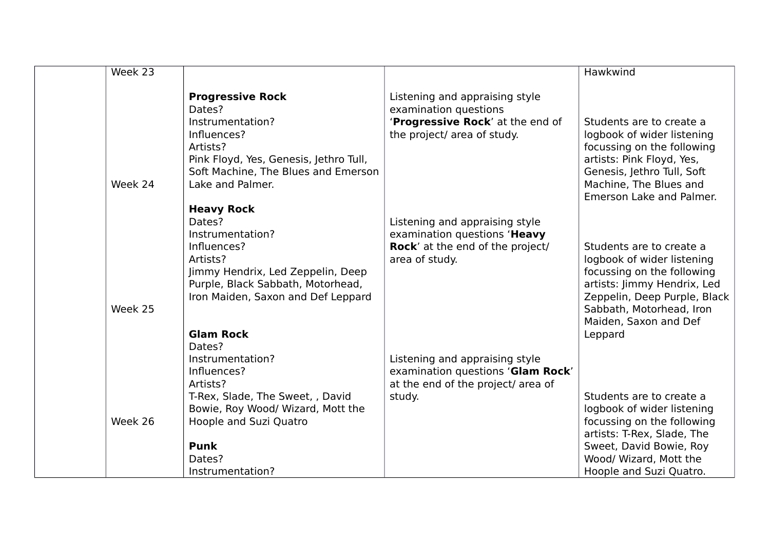| | | | | |
|---|---|---|---|---|
| | Week 23<br><br><br><br><br><br><br><br><br>Week 24<br><br><br><br><br><br><br><br><br><br>Week 25<br><br><br><br><br><br><br><br><br>Week 26 | **Progressive Rock**<br>Dates?<br>Instrumentation?<br>Influences?<br>Artists?<br>Pink Floyd, Yes, Genesis, Jethro Tull, Soft Machine, The Blues and Emerson Lake and Palmer.<br><br>**Heavy Rock**<br>Dates?<br>Instrumentation?<br>Influences?<br>Artists?<br>Jimmy Hendrix, Led Zeppelin, Deep Purple, Black Sabbath, Motorhead, Iron Maiden, Saxon and Def Leppard<br><br>**Glam Rock**<br>Dates?<br>Instrumentation?<br>Influences?<br>Artists?<br>T-Rex, Slade, The Sweet, , David Bowie, Roy Wood/ Wizard, Mott the Hoople and Suzi Quatro<br><br>**Punk**<br>Dates?<br>Instrumentation? | Listening and appraising style examination questions '**Progressive Rock**' at the end of the project/ area of study.<br><br>Listening and appraising style examination questions '**Heavy Rock**' at the end of the project/ area of study.<br><br>Listening and appraising style examination questions '**Glam Rock**' at the end of the project/ area of study. | Hawkwind<br><br>Students are to create a logbook of wider listening focussing on the following artists: Pink Floyd, Yes, Genesis, Jethro Tull, Soft Machine, The Blues and Emerson Lake and Palmer.<br><br>Students are to create a logbook of wider listening focussing on the following artists: Jimmy Hendrix, Led Zeppelin, Deep Purple, Black Sabbath, Motorhead, Iron Maiden, Saxon and Def Leppard<br><br>Students are to create a logbook of wider listening focussing on the following artists: T-Rex, Slade, The Sweet, David Bowie, Roy Wood/ Wizard, Mott the Hoople and Suzi Quatro. |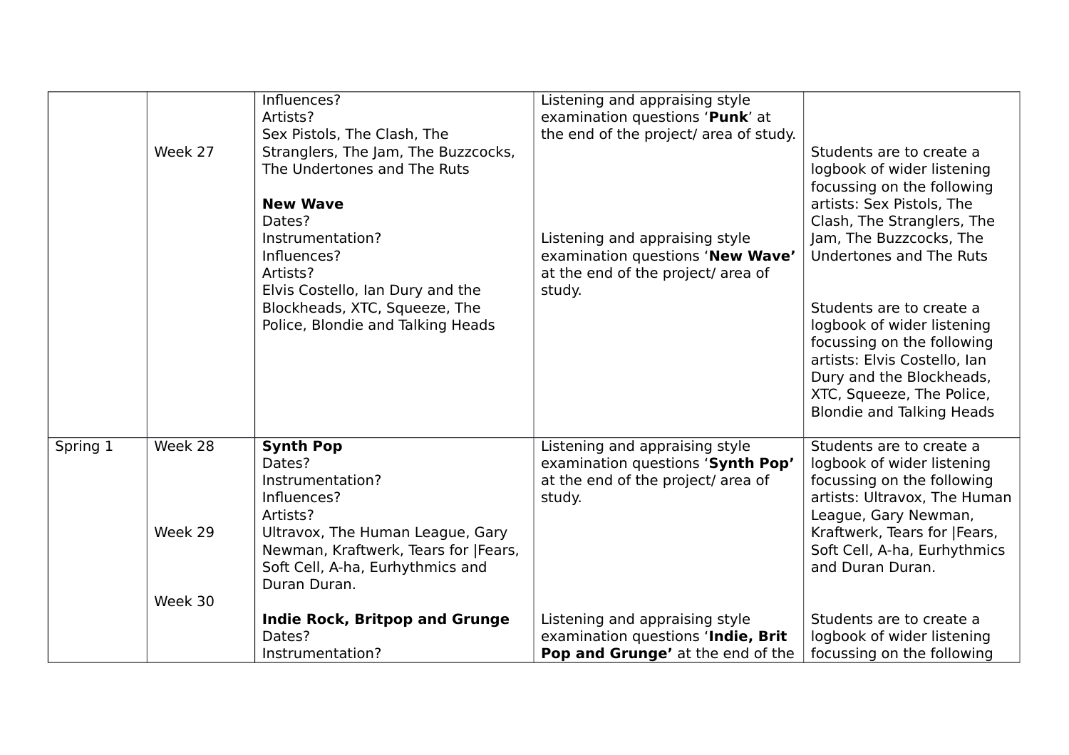|  |  |  |  |  |
|---|---|---|---|---|
|  | Week 27 | Influences?<br>Artists?<br>Sex Pistols, The Clash, The Stranglers, The Jam, The Buzzcocks, The Undertones and The Ruts<br><br>**New Wave**<br>Dates?<br>Instrumentation?<br>Influences?<br>Artists?<br>Elvis Costello, Ian Dury and the Blockheads, XTC, Squeeze, The Police, Blondie and Talking Heads | Listening and appraising style examination questions '**Punk**' at the end of the project/ area of study.<br><br>Listening and appraising style examination questions '**New Wave'** at the end of the project/ area of study. | Students are to create a logbook of wider listening focussing on the following artists: Sex Pistols, The Clash, The Stranglers, The Jam, The Buzzcocks, The Undertones and The Ruts<br><br>Students are to create a logbook of wider listening focussing on the following artists: Elvis Costello, Ian Dury and the Blockheads, XTC, Squeeze, The Police, Blondie and Talking Heads |
| Spring 1 | Week 28<br><br>Week 29<br><br>Week 30 | **Synth Pop**<br>Dates?<br>Instrumentation?<br>Influences?<br>Artists?<br>Ultravox, The Human League, Gary Newman, Kraftwerk, Tears for \|Fears, Soft Cell, A-ha, Eurhythmics and Duran Duran.<br><br>**Indie Rock, Britpop and Grunge**<br>Dates?<br>Instrumentation? | Listening and appraising style examination questions '**Synth Pop'** at the end of the project/ area of study.<br><br>Listening and appraising style examination questions '**Indie, Brit Pop and Grunge'** at the end of the | Students are to create a logbook of wider listening focussing on the following artists: Ultravox, The Human League, Gary Newman, Kraftwerk, Tears for \|Fears, Soft Cell, A-ha, Eurhythmics and Duran Duran.<br><br>Students are to create a logbook of wider listening focussing on the following |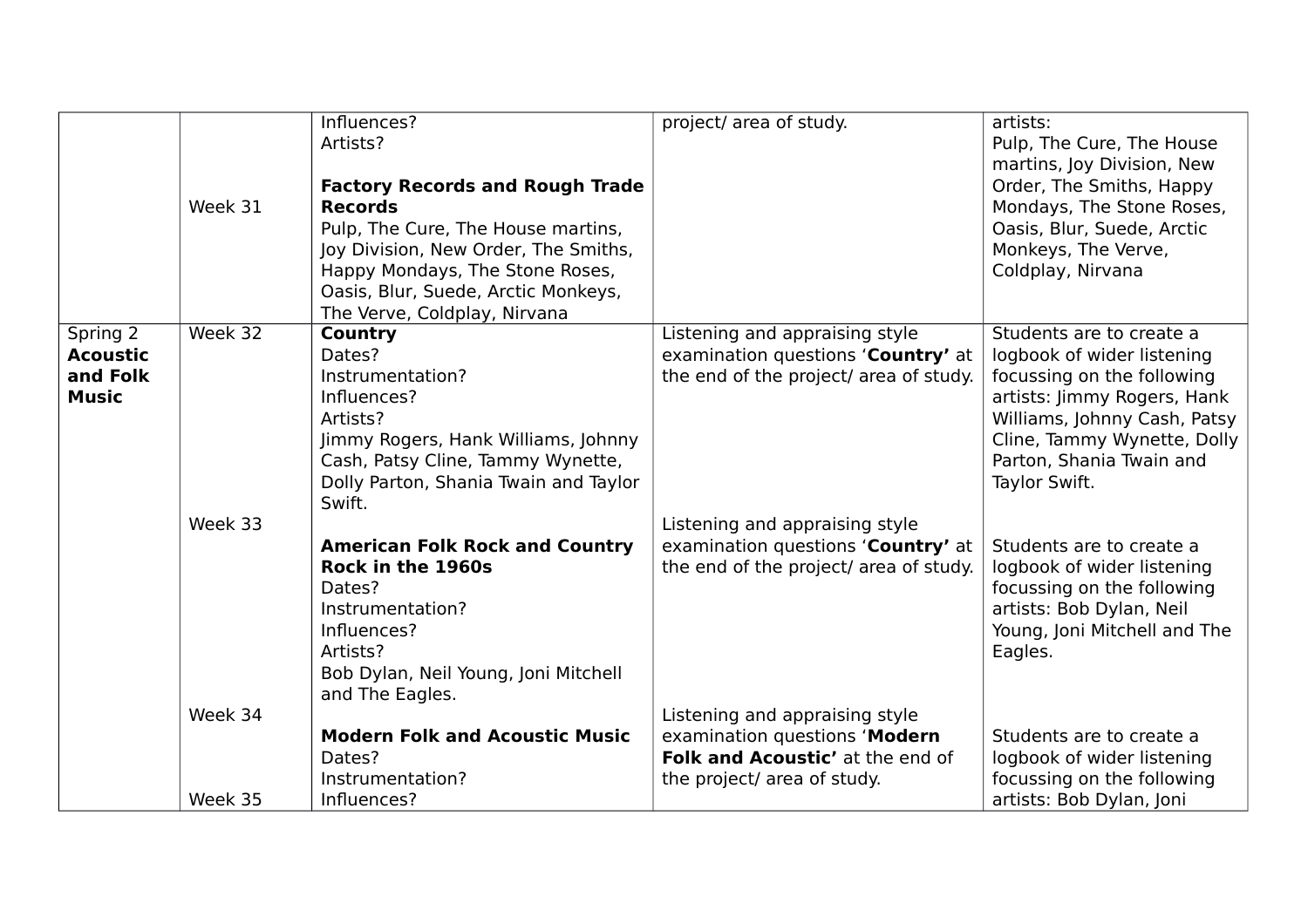| | | | | |
|---|---|---|---|---|
| | Week 31 | Influences?<br>Artists?<br><br>**Factory Records and Rough Trade Records**<br>Pulp, The Cure, The House martins, Joy Division, New Order, The Smiths, Happy Mondays, The Stone Roses, Oasis, Blur, Suede, Arctic Monkeys, The Verve, Coldplay, Nirvana | project/ area of study. | artists:<br>Pulp, The Cure, The House martins, Joy Division, New Order, The Smiths, Happy Mondays, The Stone Roses, Oasis, Blur, Suede, Arctic Monkeys, The Verve, Coldplay, Nirvana |
| Spring 2 **Acoustic and Folk Music** | Week 32 | **Country**<br>Dates?<br>Instrumentation?<br>Influences?<br>Artists?<br>Jimmy Rogers, Hank Williams, Johnny Cash, Patsy Cline, Tammy Wynette, Dolly Parton, Shania Twain and Taylor Swift. | Listening and appraising style examination questions '**Country'** at the end of the project/ area of study. | Students are to create a logbook of wider listening focussing on the following artists: Jimmy Rogers, Hank Williams, Johnny Cash, Patsy Cline, Tammy Wynette, Dolly Parton, Shania Twain and Taylor Swift. |
| | Week 33 | **American Folk Rock and Country Rock in the 1960s**<br>Dates?<br>Instrumentation?<br>Influences?<br>Artists?<br>Bob Dylan, Neil Young, Joni Mitchell and The Eagles. | Listening and appraising style examination questions '**Country'** at the end of the project/ area of study. | Students are to create a logbook of wider listening focussing on the following artists: Bob Dylan, Neil Young, Joni Mitchell and The Eagles. |
| | Week 34<br><br><br><br>Week 35 | **Modern Folk and Acoustic Music**<br>Dates?<br>Instrumentation?<br>Influences? | Listening and appraising style examination questions '**Modern Folk and Acoustic'** at the end of the project/ area of study. | Students are to create a logbook of wider listening focussing on the following artists: Bob Dylan, Joni |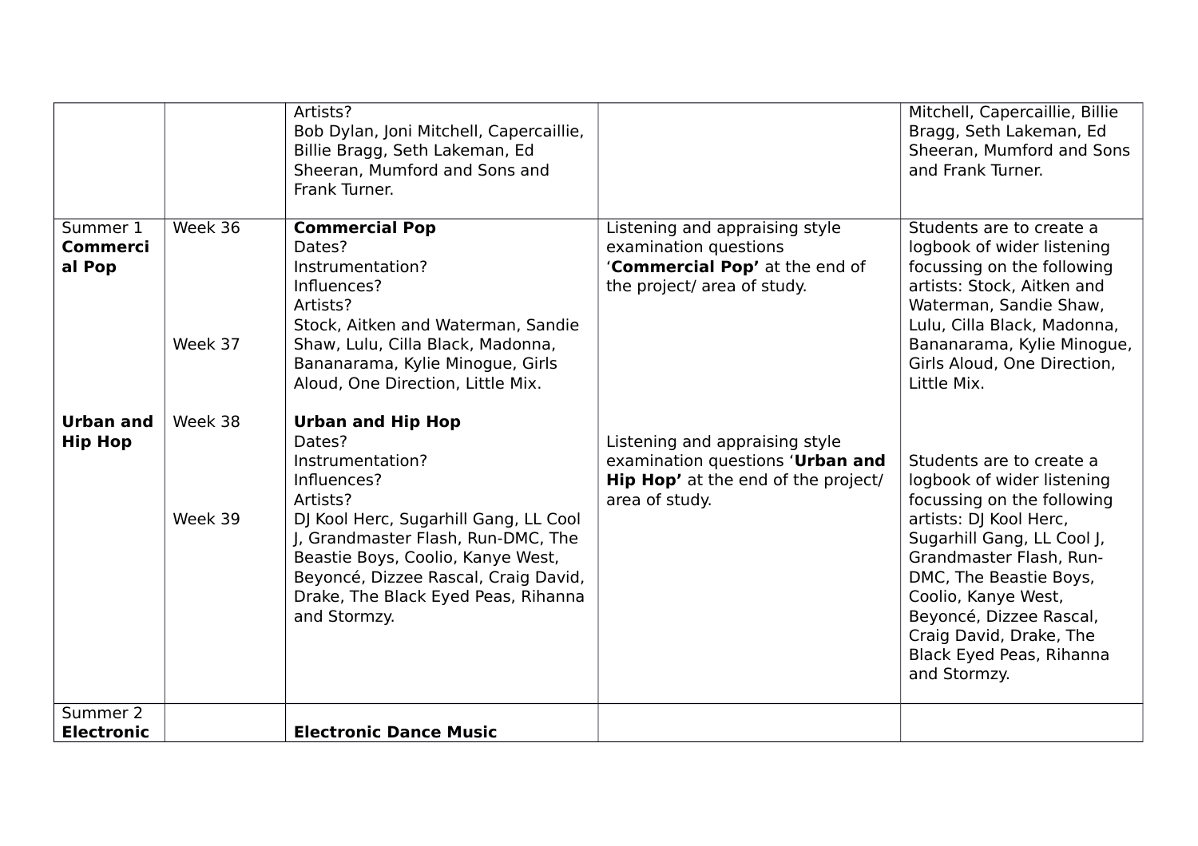| | | | | |
|---|---|---|---|---|
| | | Artists?<br>Bob Dylan, Joni Mitchell, Capercaillie, Billie Bragg, Seth Lakeman, Ed Sheeran, Mumford and Sons and Frank Turner. | | Mitchell, Capercaillie, Billie Bragg, Seth Lakeman, Ed Sheeran, Mumford and Sons and Frank Turner. |
| Summer 1<br>**Commercial Pop**<br><br><br><br><br><br><br>**Urban and Hip Hop** | Week 36<br><br><br><br><br><br>Week 37<br><br><br><br>Week 38<br><br><br><br><br>Week 39 | **Commercial Pop**<br>Dates?<br>Instrumentation?<br>Influences?<br>Artists?<br>Stock, Aitken and Waterman, Sandie Shaw, Lulu, Cilla Black, Madonna, Bananarama, Kylie Minogue, Girls Aloud, One Direction, Little Mix.<br><br>**Urban and Hip Hop**<br>Dates?<br>Instrumentation?<br>Influences?<br>Artists?<br>DJ Kool Herc, Sugarhill Gang, LL Cool J, Grandmaster Flash, Run-DMC, The Beastie Boys, Coolio, Kanye West, Beyoncé, Dizzee Rascal, Craig David, Drake, The Black Eyed Peas, Rihanna and Stormzy. | Listening and appraising style examination questions '**Commercial Pop'** at the end of the project/ area of study.<br><br><br><br><br><br><br><br>Listening and appraising style examination questions '**Urban and Hip Hop'** at the end of the project/ area of study. | Students are to create a logbook of wider listening focussing on the following artists: Stock, Aitken and Waterman, Sandie Shaw, Lulu, Cilla Black, Madonna, Bananarama, Kylie Minogue, Girls Aloud, One Direction, Little Mix.<br><br><br>Students are to create a logbook of wider listening focussing on the following artists: DJ Kool Herc, Sugarhill Gang, LL Cool J, Grandmaster Flash, Run-DMC, The Beastie Boys, Coolio, Kanye West, Beyoncé, Dizzee Rascal, Craig David, Drake, The Black Eyed Peas, Rihanna and Stormzy. |
| Summer 2<br>**Electronic** | | **Electronic Dance Music** | | |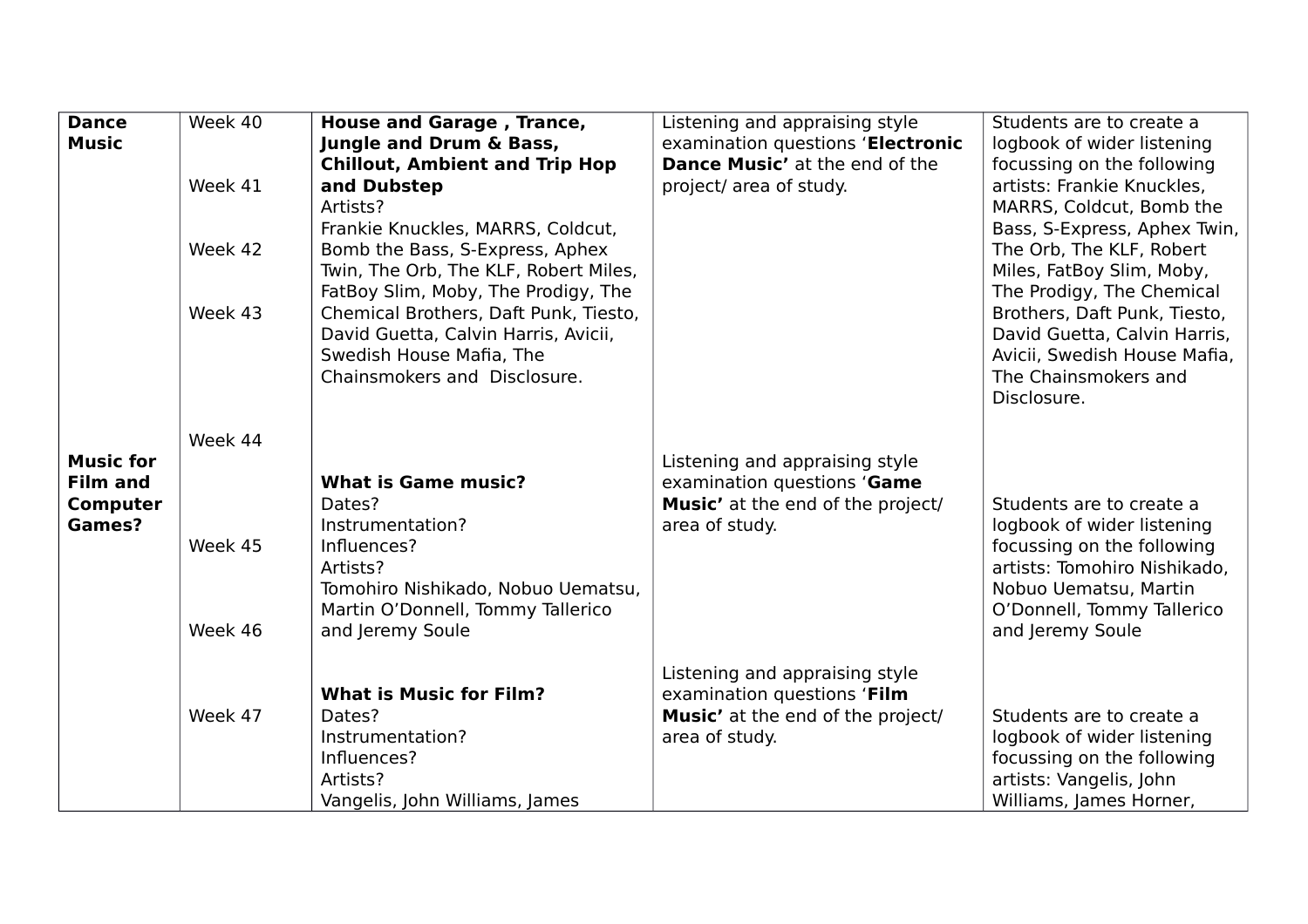| Dance Music | Week 40<br><br>Week 41<br><br>Week 42<br><br>Week 43 | **House and Garage , Trance, Jungle and Drum & Bass, Chillout, Ambient and Trip Hop and Dubstep**<br>Artists?<br>Frankie Knuckles, MARRS, Coldcut, Bomb the Bass, S-Express, Aphex Twin, The Orb, The KLF, Robert Miles, FatBoy Slim, Moby, The Prodigy, The Chemical Brothers, Daft Punk, Tiesto, David Guetta, Calvin Harris, Avicii, Swedish House Mafia, The Chainsmokers and Disclosure. | Listening and appraising style examination questions '**Electronic Dance Music'** at the end of the project/ area of study. | Students are to create a logbook of wider listening focussing on the following artists: Frankie Knuckles, MARRS, Coldcut, Bomb the Bass, S-Express, Aphex Twin, The Orb, The KLF, Robert Miles, FatBoy Slim, Moby, The Prodigy, The Chemical Brothers, Daft Punk, Tiesto, David Guetta, Calvin Harris, Avicii, Swedish House Mafia, The Chainsmokers and Disclosure. |
|---|---|---|---|---|
| **Music for Film and Computer Games?** | Week 44<br><br>Week 45<br><br>Week 46 | **What is Game music?**<br>Dates?<br>Instrumentation?<br>Influences?<br>Artists?<br>Tomohiro Nishikado, Nobuo Uematsu, Martin O'Donnell, Tommy Tallerico and Jeremy Soule | Listening and appraising style examination questions '**Game Music'** at the end of the project/ area of study. | Students are to create a logbook of wider listening focussing on the following artists: Tomohiro Nishikado, Nobuo Uematsu, Martin O'Donnell, Tommy Tallerico and Jeremy Soule |
| | Week 47 | **What is Music for Film?**<br>Dates?<br>Instrumentation?<br>Influences?<br>Artists?<br>Vangelis, John Williams, James | Listening and appraising style examination questions '**Film Music'** at the end of the project/ area of study. | Students are to create a logbook of wider listening focussing on the following artists: Vangelis, John Williams, James Horner, |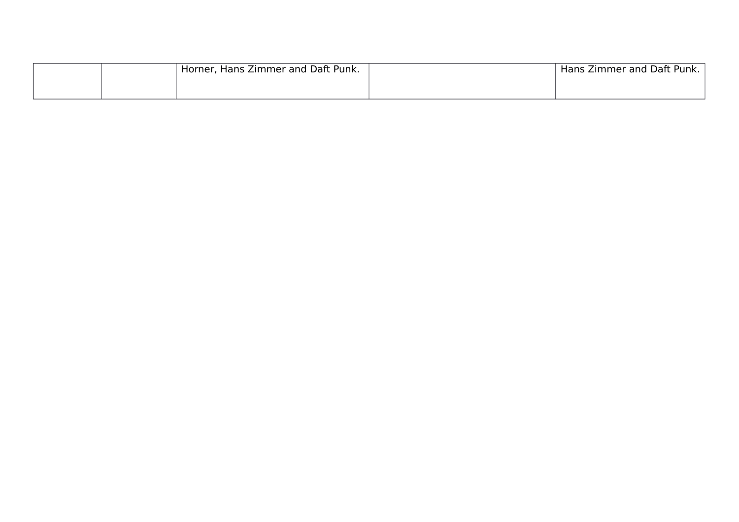| | | | | |
|---|---|---|---|---|
| | | Horner, Hans Zimmer and Daft Punk. | | Hans Zimmer and Daft Punk. |